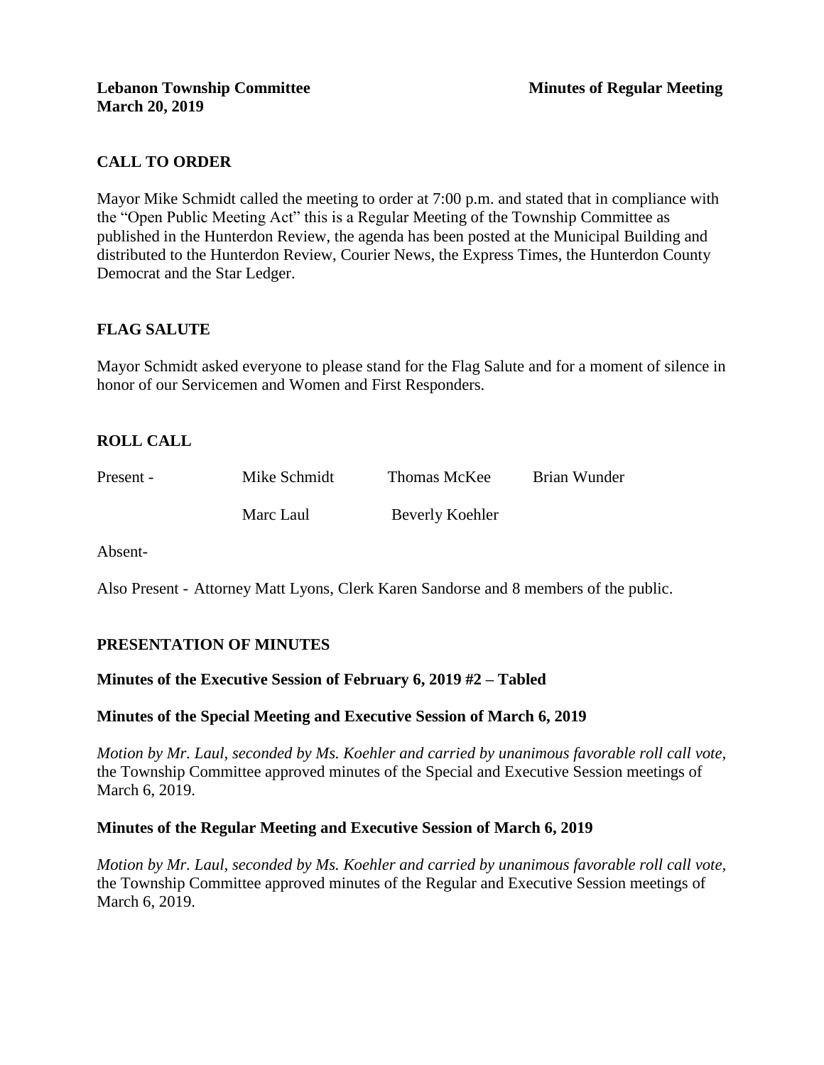**Lebanon Township Committee** **Minutes of Regular Meeting**
**March 20, 2019**

## CALL TO ORDER

Mayor Mike Schmidt called the meeting to order at 7:00 p.m. and stated that in compliance with the "Open Public Meeting Act" this is a Regular Meeting of the Township Committee as published in the Hunterdon Review, the agenda has been posted at the Municipal Building and distributed to the Hunterdon Review, Courier News, the Express Times, the Hunterdon County Democrat and the Star Ledger.

## FLAG SALUTE

Mayor Schmidt asked everyone to please stand for the Flag Salute and for a moment of silence in honor of our Servicemen and Women and First Responders.

## ROLL CALL

Present - Mike Schmidt Thomas McKee Brian Wunder

Marc Laul Beverly Koehler

Absent-

Also Present - Attorney Matt Lyons, Clerk Karen Sandorse and 8 members of the public.

## PRESENTATION OF MINUTES

**Minutes of the Executive Session of February 6, 2019 #2 – Tabled**

**Minutes of the Special Meeting and Executive Session of March 6, 2019**

*Motion by Mr. Laul, seconded by Ms. Koehler and carried by unanimous favorable roll call vote,* the Township Committee approved minutes of the Special and Executive Session meetings of March 6, 2019.

**Minutes of the Regular Meeting and Executive Session of March 6, 2019**

*Motion by Mr. Laul, seconded by Ms. Koehler and carried by unanimous favorable roll call vote,* the Township Committee approved minutes of the Regular and Executive Session meetings of March 6, 2019.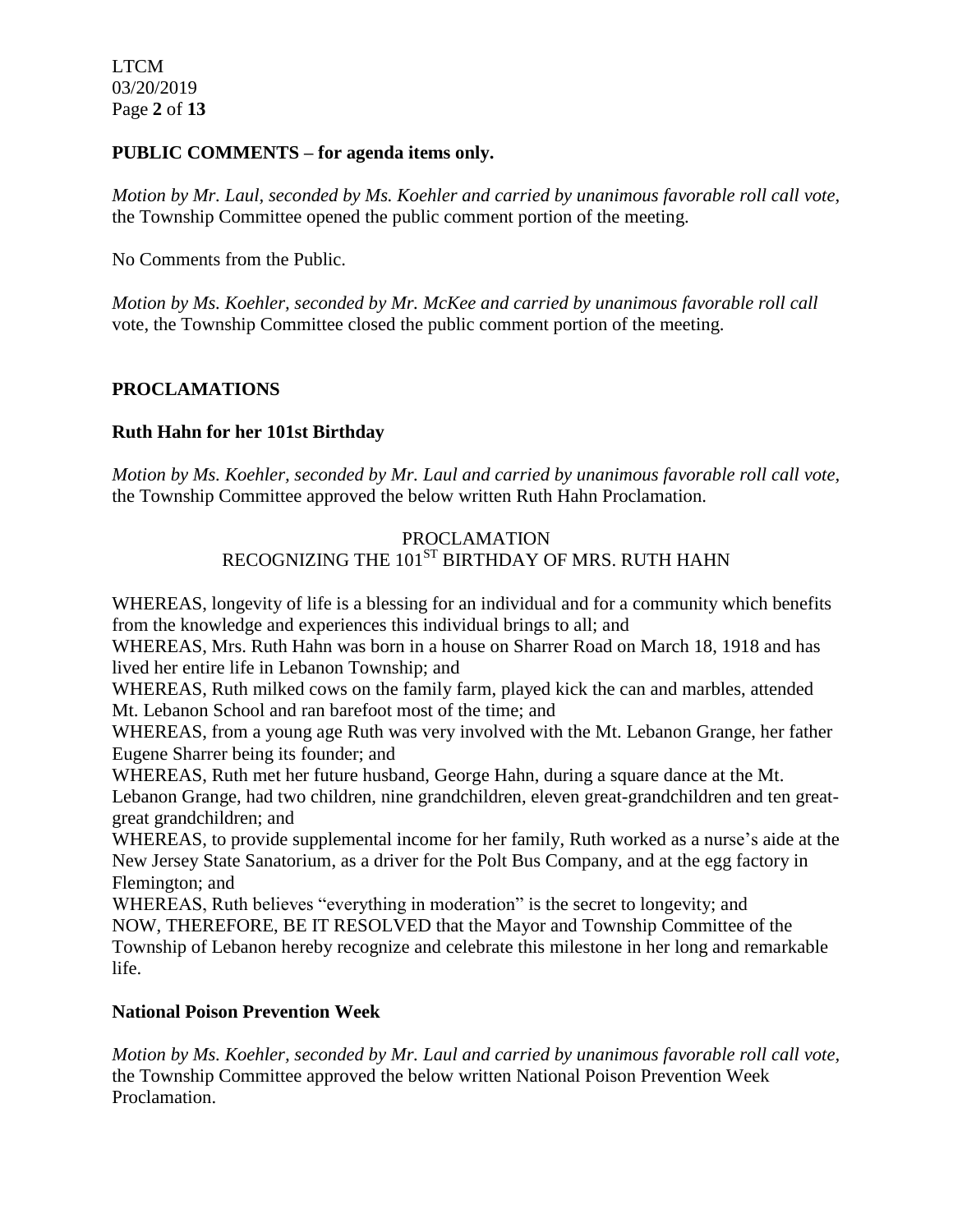## PUBLIC COMMENTS – for agenda items only.

*Motion by Mr. Laul, seconded by Ms. Koehler and carried by unanimous favorable roll call vote,* the Township Committee opened the public comment portion of the meeting.

No Comments from the Public.

*Motion by Ms. Koehler, seconded by Mr. McKee and carried by unanimous favorable roll call* vote, the Township Committee closed the public comment portion of the meeting.

## PROCLAMATIONS

### Ruth Hahn for her 101st Birthday

*Motion by Ms. Koehler, seconded by Mr. Laul and carried by unanimous favorable roll call vote,* the Township Committee approved the below written Ruth Hahn Proclamation.

PROCLAMATION
RECOGNIZING THE 101ST BIRTHDAY OF MRS. RUTH HAHN

WHEREAS, longevity of life is a blessing for an individual and for a community which benefits from the knowledge and experiences this individual brings to all; and
WHEREAS, Mrs. Ruth Hahn was born in a house on Sharrer Road on March 18, 1918 and has lived her entire life in Lebanon Township; and
WHEREAS, Ruth milked cows on the family farm, played kick the can and marbles, attended Mt. Lebanon School and ran barefoot most of the time; and
WHEREAS, from a young age Ruth was very involved with the Mt. Lebanon Grange, her father Eugene Sharrer being its founder; and
WHEREAS, Ruth met her future husband, George Hahn, during a square dance at the Mt. Lebanon Grange, had two children, nine grandchildren, eleven great-grandchildren and ten great-great grandchildren; and
WHEREAS, to provide supplemental income for her family, Ruth worked as a nurse's aide at the New Jersey State Sanatorium, as a driver for the Polt Bus Company, and at the egg factory in Flemington; and
WHEREAS, Ruth believes "everything in moderation" is the secret to longevity; and
NOW, THEREFORE, BE IT RESOLVED that the Mayor and Township Committee of the Township of Lebanon hereby recognize and celebrate this milestone in her long and remarkable life.

### National Poison Prevention Week

*Motion by Ms. Koehler, seconded by Mr. Laul and carried by unanimous favorable roll call vote,* the Township Committee approved the below written National Poison Prevention Week Proclamation.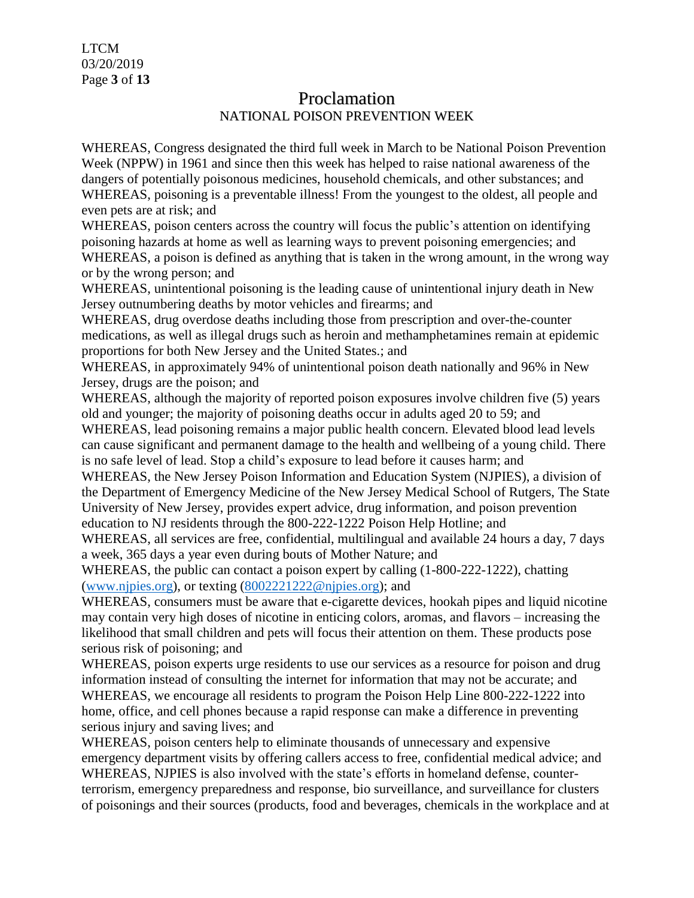# Proclamation

## NATIONAL POISON PREVENTION WEEK

WHEREAS, Congress designated the third full week in March to be National Poison Prevention Week (NPPW) in 1961 and since then this week has helped to raise national awareness of the dangers of potentially poisonous medicines, household chemicals, and other substances; and

WHEREAS, poisoning is a preventable illness! From the youngest to the oldest, all people and even pets are at risk; and

WHEREAS, poison centers across the country will focus the public's attention on identifying poisoning hazards at home as well as learning ways to prevent poisoning emergencies; and

WHEREAS, a poison is defined as anything that is taken in the wrong amount, in the wrong way or by the wrong person; and

WHEREAS, unintentional poisoning is the leading cause of unintentional injury death in New Jersey outnumbering deaths by motor vehicles and firearms; and

WHEREAS, drug overdose deaths including those from prescription and over-the-counter medications, as well as illegal drugs such as heroin and methamphetamines remain at epidemic proportions for both New Jersey and the United States.; and

WHEREAS, in approximately 94% of unintentional poison death nationally and 96% in New Jersey, drugs are the poison; and

WHEREAS, although the majority of reported poison exposures involve children five (5) years old and younger; the majority of poisoning deaths occur in adults aged 20 to 59; and

WHEREAS, lead poisoning remains a major public health concern. Elevated blood lead levels can cause significant and permanent damage to the health and wellbeing of a young child. There is no safe level of lead. Stop a child's exposure to lead before it causes harm; and

WHEREAS, the New Jersey Poison Information and Education System (NJPIES), a division of the Department of Emergency Medicine of the New Jersey Medical School of Rutgers, The State University of New Jersey, provides expert advice, drug information, and poison prevention education to NJ residents through the 800-222-1222 Poison Help Hotline; and

WHEREAS, all services are free, confidential, multilingual and available 24 hours a day, 7 days a week, 365 days a year even during bouts of Mother Nature; and

WHEREAS, the public can contact a poison expert by calling (1-800-222-1222), chatting ([www.njpies.org](http://www.njpies.org)), or texting ([8002221222@njpies.org](mailto:8002221222@njpies.org)); and

WHEREAS, consumers must be aware that e-cigarette devices, hookah pipes and liquid nicotine may contain very high doses of nicotine in enticing colors, aromas, and flavors – increasing the likelihood that small children and pets will focus their attention on them. These products pose serious risk of poisoning; and

WHEREAS, poison experts urge residents to use our services as a resource for poison and drug information instead of consulting the internet for information that may not be accurate; and

WHEREAS, we encourage all residents to program the Poison Help Line 800-222-1222 into home, office, and cell phones because a rapid response can make a difference in preventing serious injury and saving lives; and

WHEREAS, poison centers help to eliminate thousands of unnecessary and expensive emergency department visits by offering callers access to free, confidential medical advice; and

WHEREAS, NJPIES is also involved with the state's efforts in homeland defense, counter-terrorism, emergency preparedness and response, bio surveillance, and surveillance for clusters of poisonings and their sources (products, food and beverages, chemicals in the workplace and at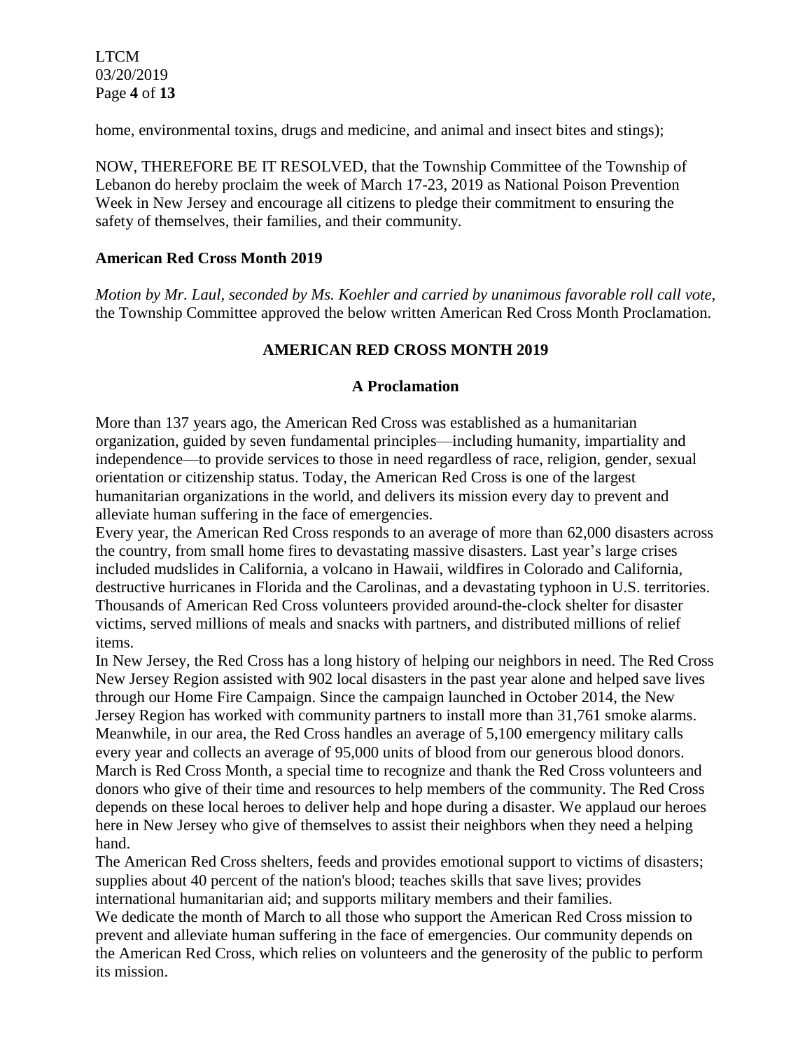home, environmental toxins, drugs and medicine, and animal and insect bites and stings);

NOW, THEREFORE BE IT RESOLVED, that the Township Committee of the Township of Lebanon do hereby proclaim the week of March 17-23, 2019 as National Poison Prevention Week in New Jersey and encourage all citizens to pledge their commitment to ensuring the safety of themselves, their families, and their community.

**American Red Cross Month 2019**

*Motion by Mr. Laul, seconded by Ms. Koehler and carried by unanimous favorable roll call vote,* the Township Committee approved the below written American Red Cross Month Proclamation.

**AMERICAN RED CROSS MONTH 2019**

**A Proclamation**

More than 137 years ago, the American Red Cross was established as a humanitarian organization, guided by seven fundamental principles—including humanity, impartiality and independence—to provide services to those in need regardless of race, religion, gender, sexual orientation or citizenship status. Today, the American Red Cross is one of the largest humanitarian organizations in the world, and delivers its mission every day to prevent and alleviate human suffering in the face of emergencies.

Every year, the American Red Cross responds to an average of more than 62,000 disasters across the country, from small home fires to devastating massive disasters. Last year's large crises included mudslides in California, a volcano in Hawaii, wildfires in Colorado and California, destructive hurricanes in Florida and the Carolinas, and a devastating typhoon in U.S. territories. Thousands of American Red Cross volunteers provided around-the-clock shelter for disaster victims, served millions of meals and snacks with partners, and distributed millions of relief items.

In New Jersey, the Red Cross has a long history of helping our neighbors in need. The Red Cross New Jersey Region assisted with 902 local disasters in the past year alone and helped save lives through our Home Fire Campaign. Since the campaign launched in October 2014, the New Jersey Region has worked with community partners to install more than 31,761 smoke alarms. Meanwhile, in our area, the Red Cross handles an average of 5,100 emergency military calls every year and collects an average of 95,000 units of blood from our generous blood donors.

March is Red Cross Month, a special time to recognize and thank the Red Cross volunteers and donors who give of their time and resources to help members of the community. The Red Cross depends on these local heroes to deliver help and hope during a disaster. We applaud our heroes here in New Jersey who give of themselves to assist their neighbors when they need a helping hand.

The American Red Cross shelters, feeds and provides emotional support to victims of disasters; supplies about 40 percent of the nation's blood; teaches skills that save lives; provides international humanitarian aid; and supports military members and their families.

We dedicate the month of March to all those who support the American Red Cross mission to prevent and alleviate human suffering in the face of emergencies. Our community depends on the American Red Cross, which relies on volunteers and the generosity of the public to perform its mission.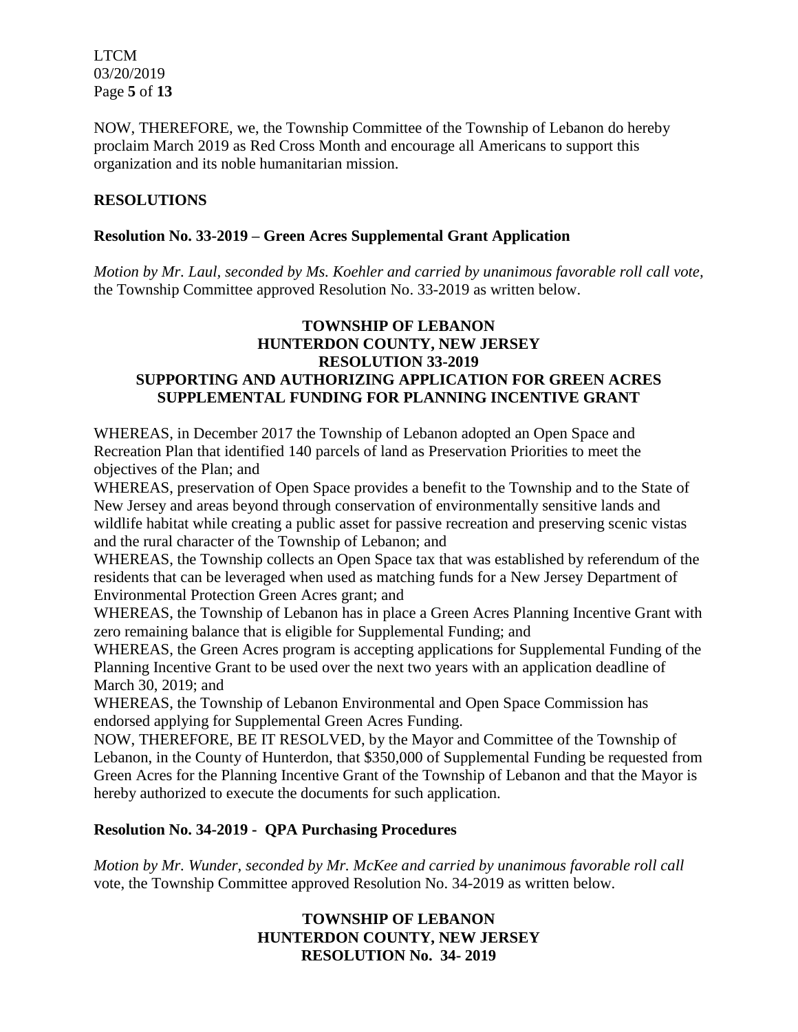NOW, THEREFORE, we, the Township Committee of the Township of Lebanon do hereby proclaim March 2019 as Red Cross Month and encourage all Americans to support this organization and its noble humanitarian mission.

## RESOLUTIONS

### Resolution No. 33-2019 – Green Acres Supplemental Grant Application

*Motion by Mr. Laul, seconded by Ms. Koehler and carried by unanimous favorable roll call vote,* the Township Committee approved Resolution No. 33-2019 as written below.

**TOWNSHIP OF LEBANON**
**HUNTERDON COUNTY, NEW JERSEY**
**RESOLUTION 33-2019**
**SUPPORTING AND AUTHORIZING APPLICATION FOR GREEN ACRES SUPPLEMENTAL FUNDING FOR PLANNING INCENTIVE GRANT**

WHEREAS, in December 2017 the Township of Lebanon adopted an Open Space and Recreation Plan that identified 140 parcels of land as Preservation Priorities to meet the objectives of the Plan; and

WHEREAS, preservation of Open Space provides a benefit to the Township and to the State of New Jersey and areas beyond through conservation of environmentally sensitive lands and wildlife habitat while creating a public asset for passive recreation and preserving scenic vistas and the rural character of the Township of Lebanon; and

WHEREAS, the Township collects an Open Space tax that was established by referendum of the residents that can be leveraged when used as matching funds for a New Jersey Department of Environmental Protection Green Acres grant; and

WHEREAS, the Township of Lebanon has in place a Green Acres Planning Incentive Grant with zero remaining balance that is eligible for Supplemental Funding; and

WHEREAS, the Green Acres program is accepting applications for Supplemental Funding of the Planning Incentive Grant to be used over the next two years with an application deadline of March 30, 2019; and

WHEREAS, the Township of Lebanon Environmental and Open Space Commission has endorsed applying for Supplemental Green Acres Funding.

NOW, THEREFORE, BE IT RESOLVED, by the Mayor and Committee of the Township of Lebanon, in the County of Hunterdon, that $350,000 of Supplemental Funding be requested from Green Acres for the Planning Incentive Grant of the Township of Lebanon and that the Mayor is hereby authorized to execute the documents for such application.

### Resolution No. 34-2019 - QPA Purchasing Procedures

*Motion by Mr. Wunder, seconded by Mr. McKee and carried by unanimous favorable roll call* vote, the Township Committee approved Resolution No. 34-2019 as written below.

**TOWNSHIP OF LEBANON**
**HUNTERDON COUNTY, NEW JERSEY**
**RESOLUTION No. 34- 2019**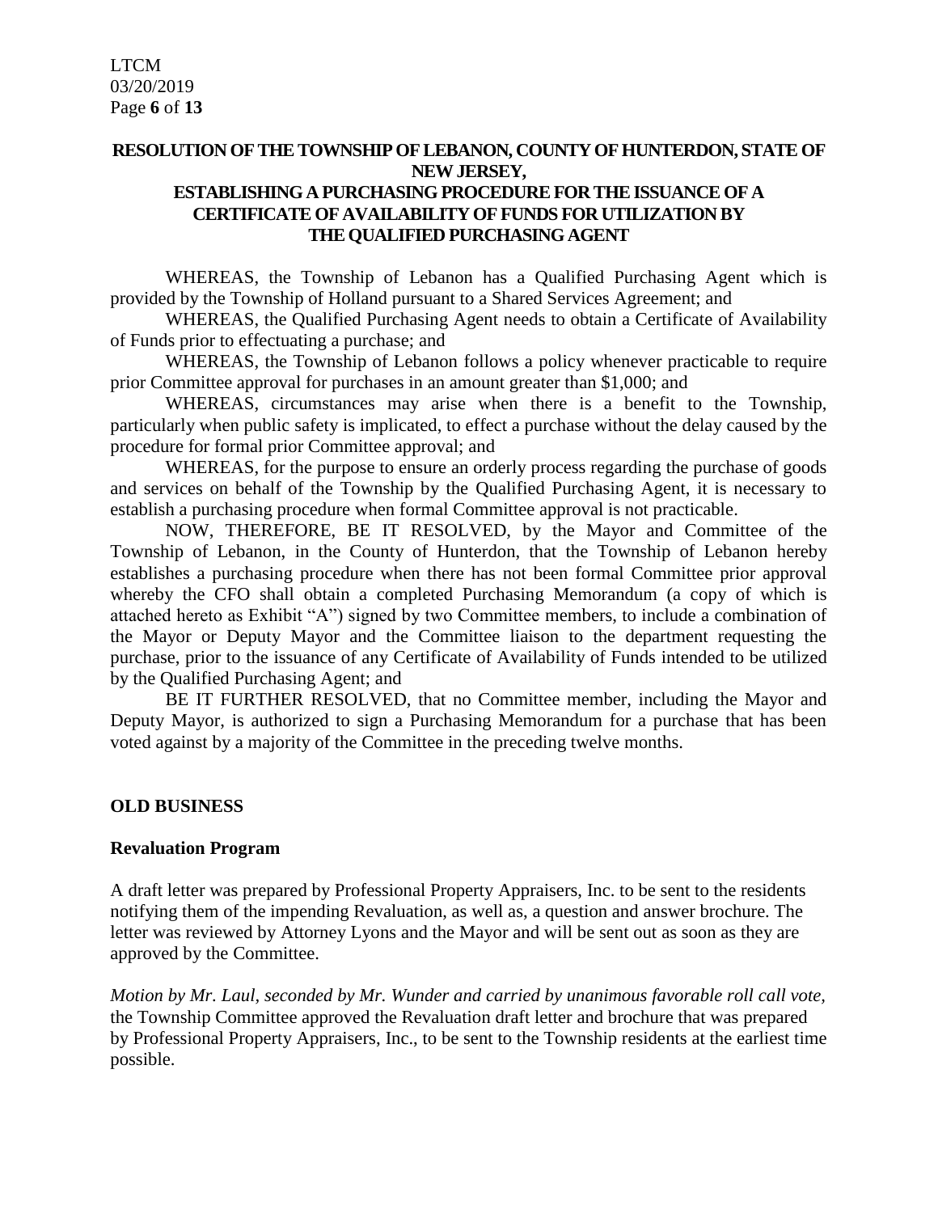**RESOLUTION OF THE TOWNSHIP OF LEBANON, COUNTY OF HUNTERDON, STATE OF NEW JERSEY,**
**ESTABLISHING A PURCHASING PROCEDURE FOR THE ISSUANCE OF A CERTIFICATE OF AVAILABILITY OF FUNDS FOR UTILIZATION BY THE QUALIFIED PURCHASING AGENT**

WHEREAS, the Township of Lebanon has a Qualified Purchasing Agent which is provided by the Township of Holland pursuant to a Shared Services Agreement; and

WHEREAS, the Qualified Purchasing Agent needs to obtain a Certificate of Availability of Funds prior to effectuating a purchase; and

WHEREAS, the Township of Lebanon follows a policy whenever practicable to require prior Committee approval for purchases in an amount greater than $1,000; and

WHEREAS, circumstances may arise when there is a benefit to the Township, particularly when public safety is implicated, to effect a purchase without the delay caused by the procedure for formal prior Committee approval; and

WHEREAS, for the purpose to ensure an orderly process regarding the purchase of goods and services on behalf of the Township by the Qualified Purchasing Agent, it is necessary to establish a purchasing procedure when formal Committee approval is not practicable.

NOW, THEREFORE, BE IT RESOLVED, by the Mayor and Committee of the Township of Lebanon, in the County of Hunterdon, that the Township of Lebanon hereby establishes a purchasing procedure when there has not been formal Committee prior approval whereby the CFO shall obtain a completed Purchasing Memorandum (a copy of which is attached hereto as Exhibit "A") signed by two Committee members, to include a combination of the Mayor or Deputy Mayor and the Committee liaison to the department requesting the purchase, prior to the issuance of any Certificate of Availability of Funds intended to be utilized by the Qualified Purchasing Agent; and

BE IT FURTHER RESOLVED, that no Committee member, including the Mayor and Deputy Mayor, is authorized to sign a Purchasing Memorandum for a purchase that has been voted against by a majority of the Committee in the preceding twelve months.

## OLD BUSINESS

### Revaluation Program

A draft letter was prepared by Professional Property Appraisers, Inc. to be sent to the residents notifying them of the impending Revaluation, as well as, a question and answer brochure. The letter was reviewed by Attorney Lyons and the Mayor and will be sent out as soon as they are approved by the Committee.

*Motion by Mr. Laul, seconded by Mr. Wunder and carried by unanimous favorable roll call vote,* the Township Committee approved the Revaluation draft letter and brochure that was prepared by Professional Property Appraisers, Inc., to be sent to the Township residents at the earliest time possible.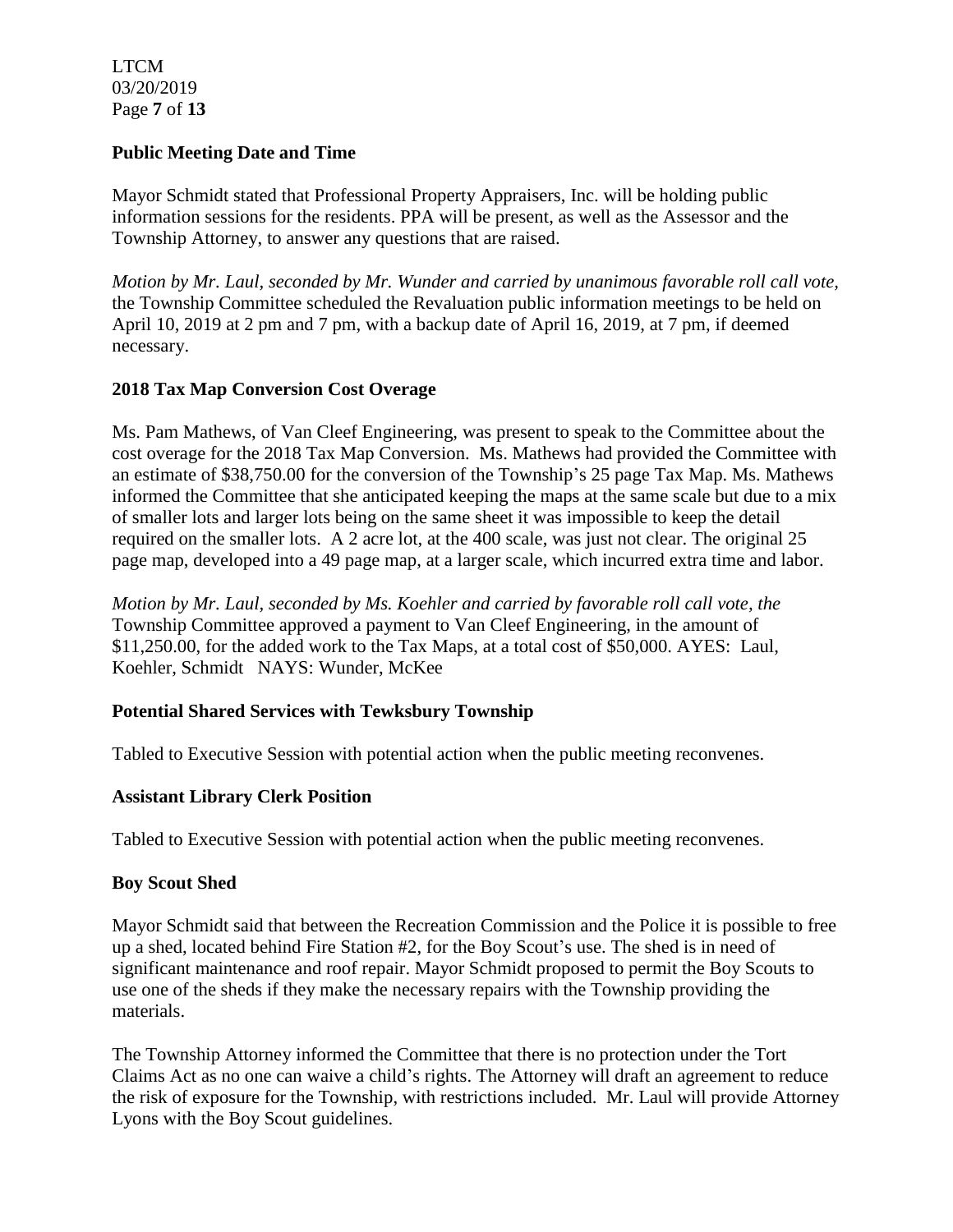**Public Meeting Date and Time**

Mayor Schmidt stated that Professional Property Appraisers, Inc. will be holding public information sessions for the residents. PPA will be present, as well as the Assessor and the Township Attorney, to answer any questions that are raised.

*Motion by Mr. Laul, seconded by Mr. Wunder and carried by unanimous favorable roll call vote,* the Township Committee scheduled the Revaluation public information meetings to be held on April 10, 2019 at 2 pm and 7 pm, with a backup date of April 16, 2019, at 7 pm, if deemed necessary.

**2018 Tax Map Conversion Cost Overage**

Ms. Pam Mathews, of Van Cleef Engineering, was present to speak to the Committee about the cost overage for the 2018 Tax Map Conversion. Ms. Mathews had provided the Committee with an estimate of $38,750.00 for the conversion of the Township's 25 page Tax Map. Ms. Mathews informed the Committee that she anticipated keeping the maps at the same scale but due to a mix of smaller lots and larger lots being on the same sheet it was impossible to keep the detail required on the smaller lots. A 2 acre lot, at the 400 scale, was just not clear. The original 25 page map, developed into a 49 page map, at a larger scale, which incurred extra time and labor.

*Motion by Mr. Laul, seconded by Ms. Koehler and carried by favorable roll call vote, the* Township Committee approved a payment to Van Cleef Engineering, in the amount of $11,250.00, for the added work to the Tax Maps, at a total cost of $50,000. AYES: Laul, Koehler, Schmidt NAYS: Wunder, McKee

**Potential Shared Services with Tewksbury Township**

Tabled to Executive Session with potential action when the public meeting reconvenes.

**Assistant Library Clerk Position**

Tabled to Executive Session with potential action when the public meeting reconvenes.

**Boy Scout Shed**

Mayor Schmidt said that between the Recreation Commission and the Police it is possible to free up a shed, located behind Fire Station #2, for the Boy Scout's use. The shed is in need of significant maintenance and roof repair. Mayor Schmidt proposed to permit the Boy Scouts to use one of the sheds if they make the necessary repairs with the Township providing the materials.

The Township Attorney informed the Committee that there is no protection under the Tort Claims Act as no one can waive a child's rights. The Attorney will draft an agreement to reduce the risk of exposure for the Township, with restrictions included. Mr. Laul will provide Attorney Lyons with the Boy Scout guidelines.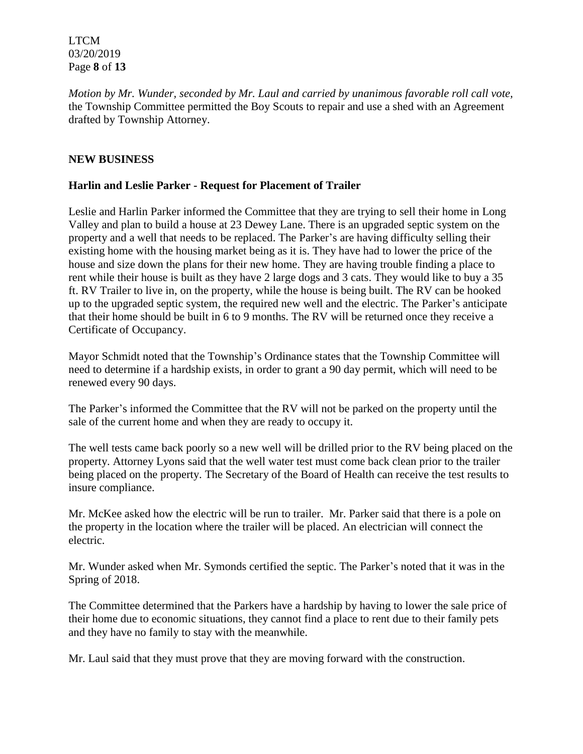*Motion by Mr. Wunder, seconded by Mr. Laul and carried by unanimous favorable roll call vote,* the Township Committee permitted the Boy Scouts to repair and use a shed with an Agreement drafted by Township Attorney.

## NEW BUSINESS

### Harlin and Leslie Parker - Request for Placement of Trailer

Leslie and Harlin Parker informed the Committee that they are trying to sell their home in Long Valley and plan to build a house at 23 Dewey Lane. There is an upgraded septic system on the property and a well that needs to be replaced. The Parker's are having difficulty selling their existing home with the housing market being as it is. They have had to lower the price of the house and size down the plans for their new home. They are having trouble finding a place to rent while their house is built as they have 2 large dogs and 3 cats. They would like to buy a 35 ft. RV Trailer to live in, on the property, while the house is being built. The RV can be hooked up to the upgraded septic system, the required new well and the electric. The Parker's anticipate that their home should be built in 6 to 9 months. The RV will be returned once they receive a Certificate of Occupancy.

Mayor Schmidt noted that the Township's Ordinance states that the Township Committee will need to determine if a hardship exists, in order to grant a 90 day permit, which will need to be renewed every 90 days.

The Parker's informed the Committee that the RV will not be parked on the property until the sale of the current home and when they are ready to occupy it.

The well tests came back poorly so a new well will be drilled prior to the RV being placed on the property. Attorney Lyons said that the well water test must come back clean prior to the trailer being placed on the property. The Secretary of the Board of Health can receive the test results to insure compliance.

Mr. McKee asked how the electric will be run to trailer. Mr. Parker said that there is a pole on the property in the location where the trailer will be placed. An electrician will connect the electric.

Mr. Wunder asked when Mr. Symonds certified the septic. The Parker's noted that it was in the Spring of 2018.

The Committee determined that the Parkers have a hardship by having to lower the sale price of their home due to economic situations, they cannot find a place to rent due to their family pets and they have no family to stay with the meanwhile.

Mr. Laul said that they must prove that they are moving forward with the construction.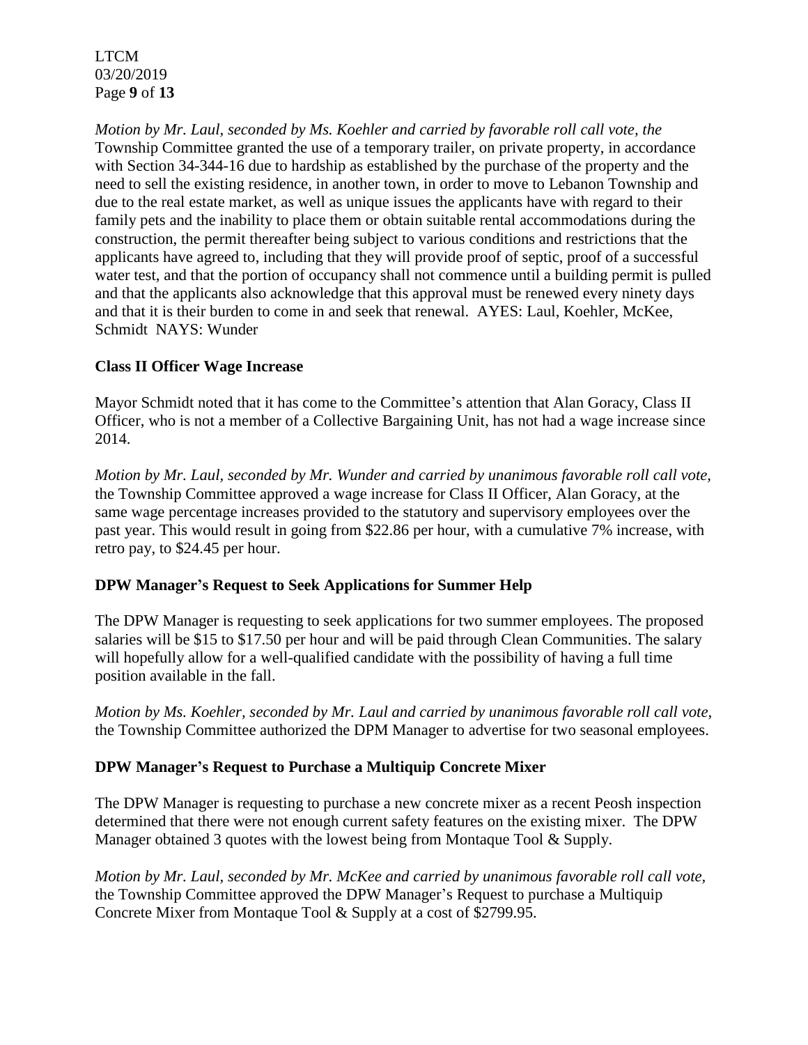*Motion by Mr. Laul, seconded by Ms. Koehler and carried by favorable roll call vote, the* Township Committee granted the use of a temporary trailer, on private property, in accordance with Section 34-344-16 due to hardship as established by the purchase of the property and the need to sell the existing residence, in another town, in order to move to Lebanon Township and due to the real estate market, as well as unique issues the applicants have with regard to their family pets and the inability to place them or obtain suitable rental accommodations during the construction, the permit thereafter being subject to various conditions and restrictions that the applicants have agreed to, including that they will provide proof of septic, proof of a successful water test, and that the portion of occupancy shall not commence until a building permit is pulled and that the applicants also acknowledge that this approval must be renewed every ninety days and that it is their burden to come in and seek that renewal. AYES: Laul, Koehler, McKee, Schmidt NAYS: Wunder

**Class II Officer Wage Increase**

Mayor Schmidt noted that it has come to the Committee's attention that Alan Goracy, Class II Officer, who is not a member of a Collective Bargaining Unit, has not had a wage increase since 2014.

*Motion by Mr. Laul, seconded by Mr. Wunder and carried by unanimous favorable roll call vote,* the Township Committee approved a wage increase for Class II Officer, Alan Goracy, at the same wage percentage increases provided to the statutory and supervisory employees over the past year. This would result in going from $22.86 per hour, with a cumulative 7% increase, with retro pay, to $24.45 per hour.

**DPW Manager's Request to Seek Applications for Summer Help**

The DPW Manager is requesting to seek applications for two summer employees. The proposed salaries will be $15 to $17.50 per hour and will be paid through Clean Communities. The salary will hopefully allow for a well-qualified candidate with the possibility of having a full time position available in the fall.

*Motion by Ms. Koehler, seconded by Mr. Laul and carried by unanimous favorable roll call vote,* the Township Committee authorized the DPM Manager to advertise for two seasonal employees.

**DPW Manager's Request to Purchase a Multiquip Concrete Mixer**

The DPW Manager is requesting to purchase a new concrete mixer as a recent Peosh inspection determined that there were not enough current safety features on the existing mixer. The DPW Manager obtained 3 quotes with the lowest being from Montaque Tool & Supply.

*Motion by Mr. Laul, seconded by Mr. McKee and carried by unanimous favorable roll call vote,* the Township Committee approved the DPW Manager's Request to purchase a Multiquip Concrete Mixer from Montaque Tool & Supply at a cost of $2799.95.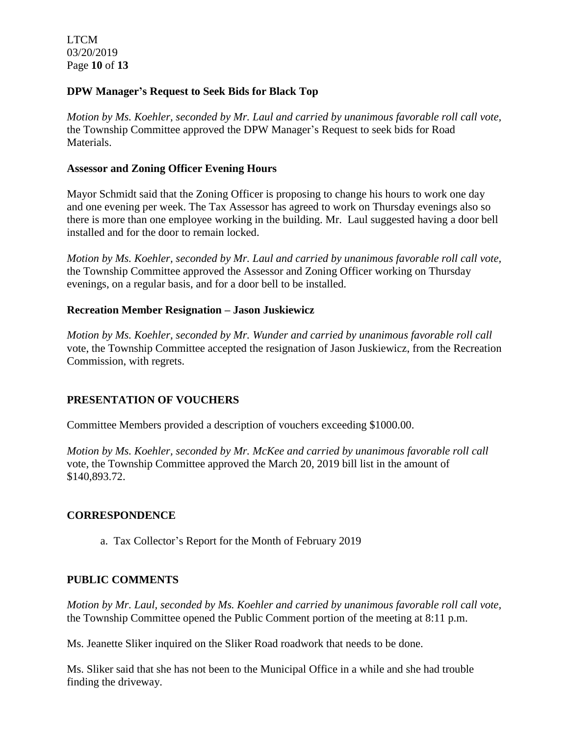### DPW Manager's Request to Seek Bids for Black Top

*Motion by Ms. Koehler, seconded by Mr. Laul and carried by unanimous favorable roll call vote,* the Township Committee approved the DPW Manager's Request to seek bids for Road Materials.

### Assessor and Zoning Officer Evening Hours

Mayor Schmidt said that the Zoning Officer is proposing to change his hours to work one day and one evening per week. The Tax Assessor has agreed to work on Thursday evenings also so there is more than one employee working in the building. Mr. Laul suggested having a door bell installed and for the door to remain locked.

*Motion by Ms. Koehler, seconded by Mr. Laul and carried by unanimous favorable roll call vote,* the Township Committee approved the Assessor and Zoning Officer working on Thursday evenings, on a regular basis, and for a door bell to be installed.

### Recreation Member Resignation – Jason Juskiewicz

*Motion by Ms. Koehler, seconded by Mr. Wunder and carried by unanimous favorable roll call* vote, the Township Committee accepted the resignation of Jason Juskiewicz, from the Recreation Commission, with regrets.

## PRESENTATION OF VOUCHERS

Committee Members provided a description of vouchers exceeding $1000.00.

*Motion by Ms. Koehler, seconded by Mr. McKee and carried by unanimous favorable roll call* vote, the Township Committee approved the March 20, 2019 bill list in the amount of $140,893.72.

## CORRESPONDENCE

a. Tax Collector's Report for the Month of February 2019

## PUBLIC COMMENTS

*Motion by Mr. Laul, seconded by Ms. Koehler and carried by unanimous favorable roll call vote,* the Township Committee opened the Public Comment portion of the meeting at 8:11 p.m.

Ms. Jeanette Sliker inquired on the Sliker Road roadwork that needs to be done.

Ms. Sliker said that she has not been to the Municipal Office in a while and she had trouble finding the driveway.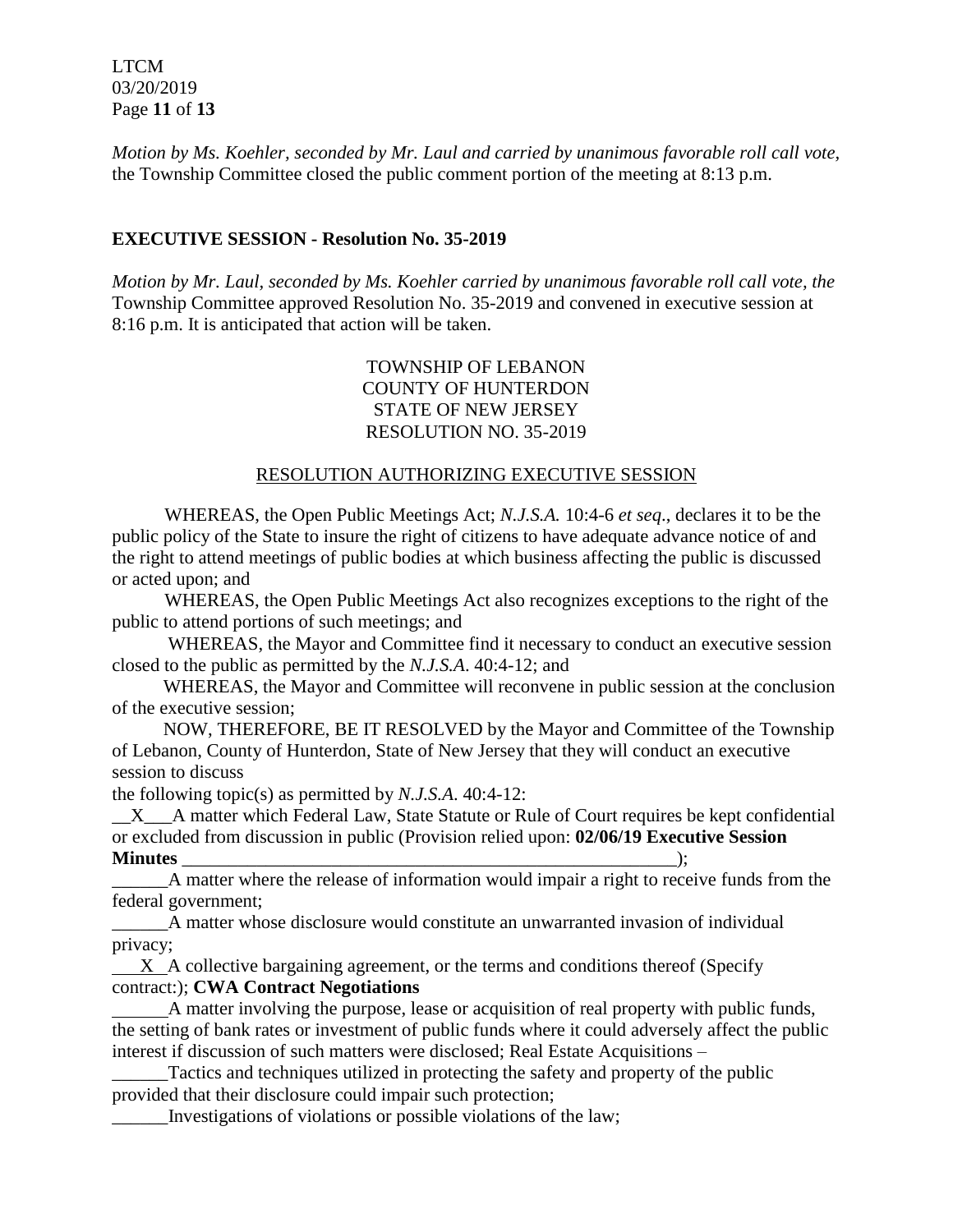*Motion by Ms. Koehler, seconded by Mr. Laul and carried by unanimous favorable roll call vote,* the Township Committee closed the public comment portion of the meeting at 8:13 p.m.

## EXECUTIVE SESSION - Resolution No. 35-2019

*Motion by Mr. Laul, seconded by Ms. Koehler carried by unanimous favorable roll call vote, the* Township Committee approved Resolution No. 35-2019 and convened in executive session at 8:16 p.m. It is anticipated that action will be taken.

TOWNSHIP OF LEBANON
COUNTY OF HUNTERDON
STATE OF NEW JERSEY
RESOLUTION NO. 35-2019

RESOLUTION AUTHORIZING EXECUTIVE SESSION

WHEREAS, the Open Public Meetings Act; *N.J.S.A.* 10:4-6 *et seq*., declares it to be the public policy of the State to insure the right of citizens to have adequate advance notice of and the right to attend meetings of public bodies at which business affecting the public is discussed or acted upon; and

WHEREAS, the Open Public Meetings Act also recognizes exceptions to the right of the public to attend portions of such meetings; and

WHEREAS, the Mayor and Committee find it necessary to conduct an executive session closed to the public as permitted by the *N.J.S.A*. 40:4-12; and

WHEREAS, the Mayor and Committee will reconvene in public session at the conclusion of the executive session;

NOW, THEREFORE, BE IT RESOLVED by the Mayor and Committee of the Township of Lebanon, County of Hunterdon, State of New Jersey that they will conduct an executive session to discuss the following topic(s) as permitted by *N.J.S.A*. 40:4-12:

\_\_X\_\_\_A matter which Federal Law, State Statute or Rule of Court requires be kept confidential or excluded from discussion in public (Provision relied upon: **02/06/19 Executive Session Minutes** \_\_\_\_\_\_\_\_\_\_\_\_\_\_\_\_\_\_\_\_\_\_\_\_\_\_\_\_\_\_\_\_\_\_\_\_\_\_\_\_\_\_\_\_\_\_\_\_\_\_\_\_\_);

\_\_\_\_\_\_A matter where the release of information would impair a right to receive funds from the federal government;

\_\_\_\_\_\_A matter whose disclosure would constitute an unwarranted invasion of individual privacy;

\_\_\_X\_\_A collective bargaining agreement, or the terms and conditions thereof (Specify contract:); **CWA Contract Negotiations**

\_\_\_\_\_\_A matter involving the purpose, lease or acquisition of real property with public funds, the setting of bank rates or investment of public funds where it could adversely affect the public interest if discussion of such matters were disclosed; Real Estate Acquisitions –

\_\_\_\_\_\_Tactics and techniques utilized in protecting the safety and property of the public provided that their disclosure could impair such protection;

\_\_\_\_\_\_Investigations of violations or possible violations of the law;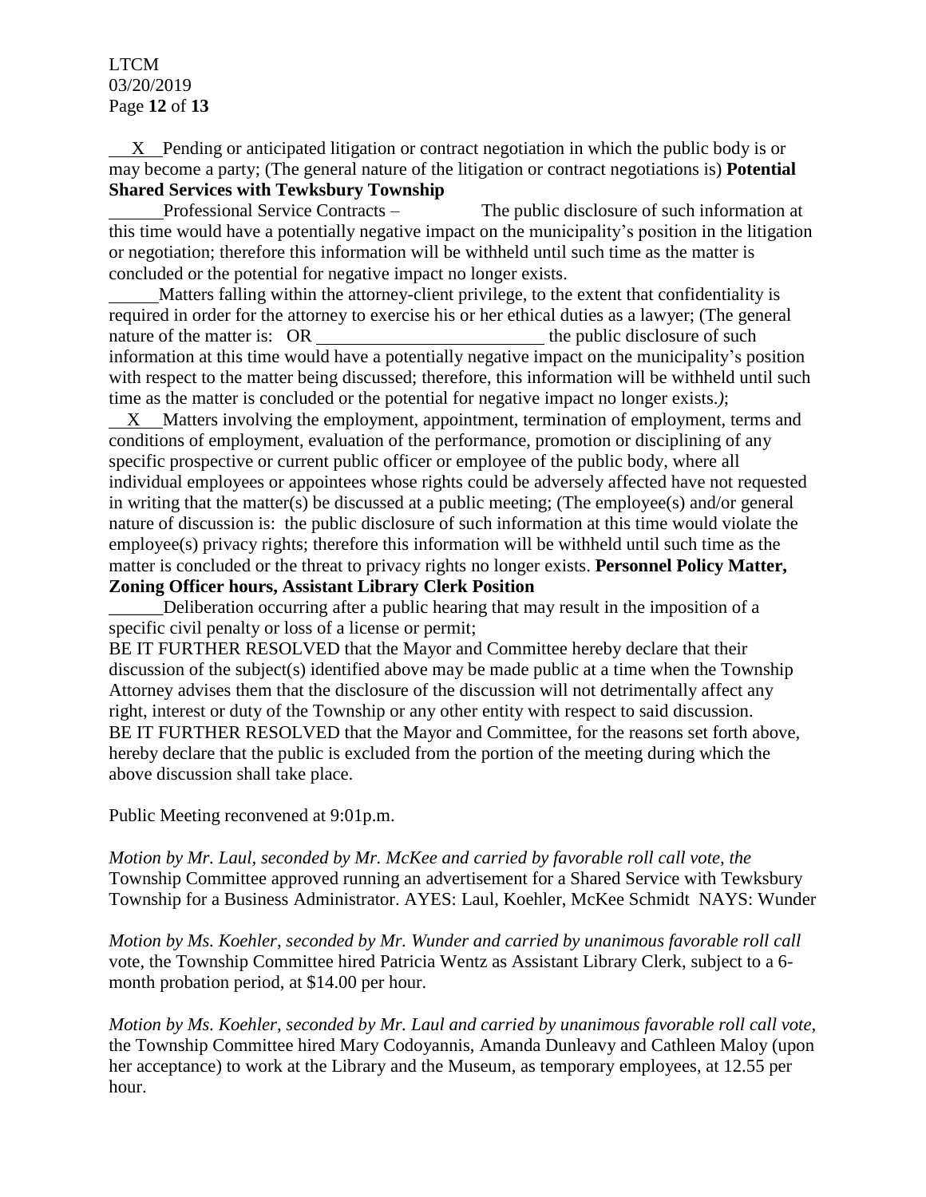\_\_X\_\_ Pending or anticipated litigation or contract negotiation in which the public body is or may become a party; (The general nature of the litigation or contract negotiations is) **Potential Shared Services with Tewksbury Township**

\_\_\_\_\_\_ Professional Service Contracts – The public disclosure of such information at this time would have a potentially negative impact on the municipality's position in the litigation or negotiation; therefore this information will be withheld until such time as the matter is concluded or the potential for negative impact no longer exists.

\_\_\_\_\_\_ Matters falling within the attorney-client privilege, to the extent that confidentiality is required in order for the attorney to exercise his or her ethical duties as a lawyer; (The general nature of the matter is: OR \_\_\_\_\_\_\_\_\_\_\_\_\_\_\_\_\_\_\_\_\_\_\_\_\_ the public disclosure of such information at this time would have a potentially negative impact on the municipality's position with respect to the matter being discussed; therefore, this information will be withheld until such time as the matter is concluded or the potential for negative impact no longer exists.*)*;

\_\_X\_\_ Matters involving the employment, appointment, termination of employment, terms and conditions of employment, evaluation of the performance, promotion or disciplining of any specific prospective or current public officer or employee of the public body, where all individual employees or appointees whose rights could be adversely affected have not requested in writing that the matter(s) be discussed at a public meeting; (The employee(s) and/or general nature of discussion is: the public disclosure of such information at this time would violate the employee(s) privacy rights; therefore this information will be withheld until such time as the matter is concluded or the threat to privacy rights no longer exists. **Personnel Policy Matter, Zoning Officer hours, Assistant Library Clerk Position**

\_\_\_\_\_\_ Deliberation occurring after a public hearing that may result in the imposition of a specific civil penalty or loss of a license or permit;

BE IT FURTHER RESOLVED that the Mayor and Committee hereby declare that their discussion of the subject(s) identified above may be made public at a time when the Township Attorney advises them that the disclosure of the discussion will not detrimentally affect any right, interest or duty of the Township or any other entity with respect to said discussion.

BE IT FURTHER RESOLVED that the Mayor and Committee, for the reasons set forth above, hereby declare that the public is excluded from the portion of the meeting during which the above discussion shall take place.

Public Meeting reconvened at 9:01p.m.

*Motion by Mr. Laul, seconded by Mr. McKee and carried by favorable roll call vote, the* Township Committee approved running an advertisement for a Shared Service with Tewksbury Township for a Business Administrator. AYES: Laul, Koehler, McKee Schmidt NAYS: Wunder

*Motion by Ms. Koehler, seconded by Mr. Wunder and carried by unanimous favorable roll call* vote, the Township Committee hired Patricia Wentz as Assistant Library Clerk, subject to a 6-month probation period, at $14.00 per hour.

*Motion by Ms. Koehler, seconded by Mr. Laul and carried by unanimous favorable roll call vote,* the Township Committee hired Mary Codoyannis, Amanda Dunleavy and Cathleen Maloy (upon her acceptance) to work at the Library and the Museum, as temporary employees, at 12.55 per hour.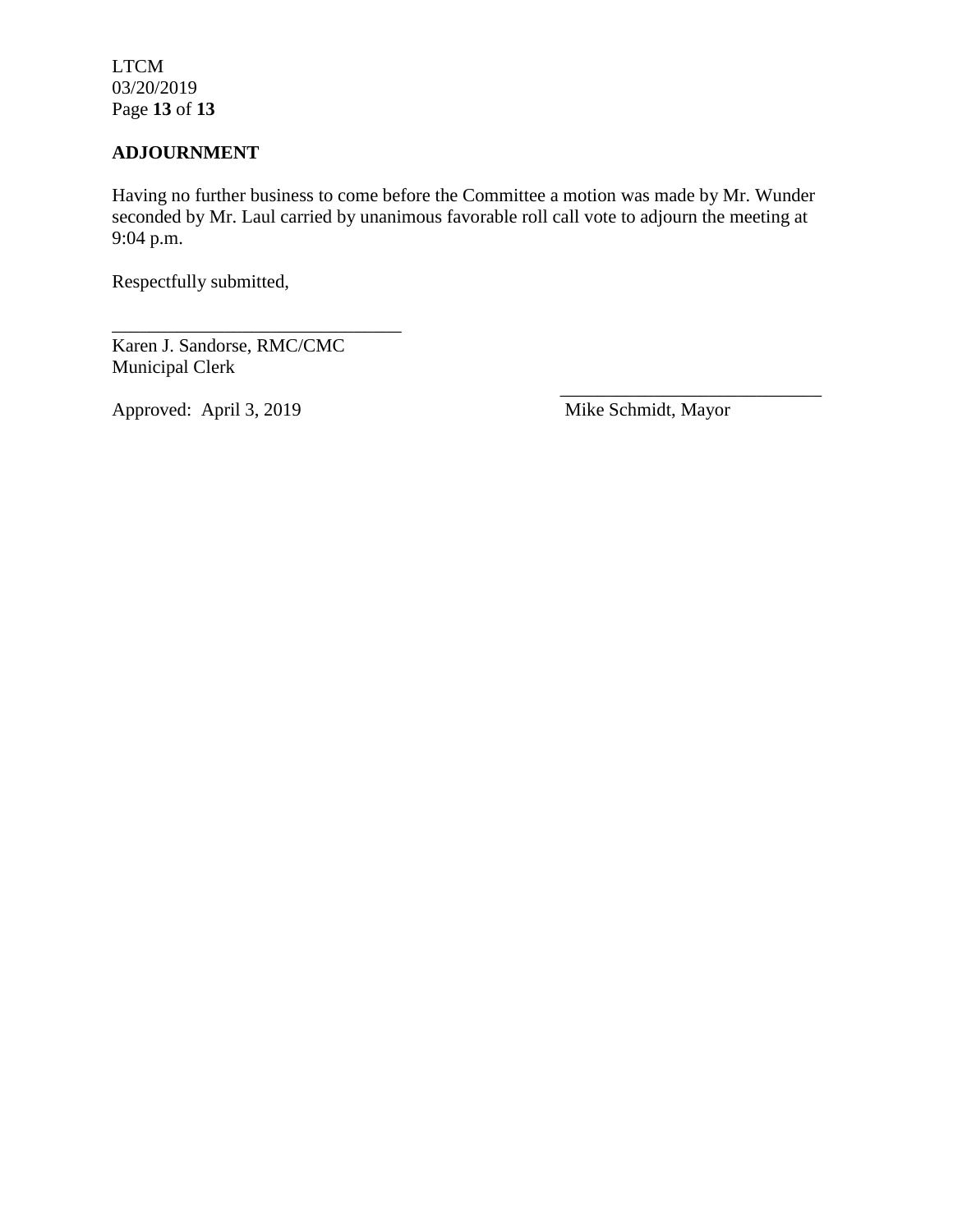## ADJOURNMENT

Having no further business to come before the Committee a motion was made by Mr. Wunder seconded by Mr. Laul carried by unanimous favorable roll call vote to adjourn the meeting at 9:04 p.m.

Respectfully submitted,

\_\_\_\_\_\_\_\_\_\_\_\_\_\_\_\_\_\_\_\_\_\_\_\_\_\_\_\_\_\_\_\_
Karen J. Sandorse, RMC/CMC
Municipal Clerk

\_\_\_\_\_\_\_\_\_\_\_\_\_\_\_\_\_\_\_\_\_\_\_\_\_\_\_\_\_\_
Approved: April 3, 2019 Mike Schmidt, Mayor